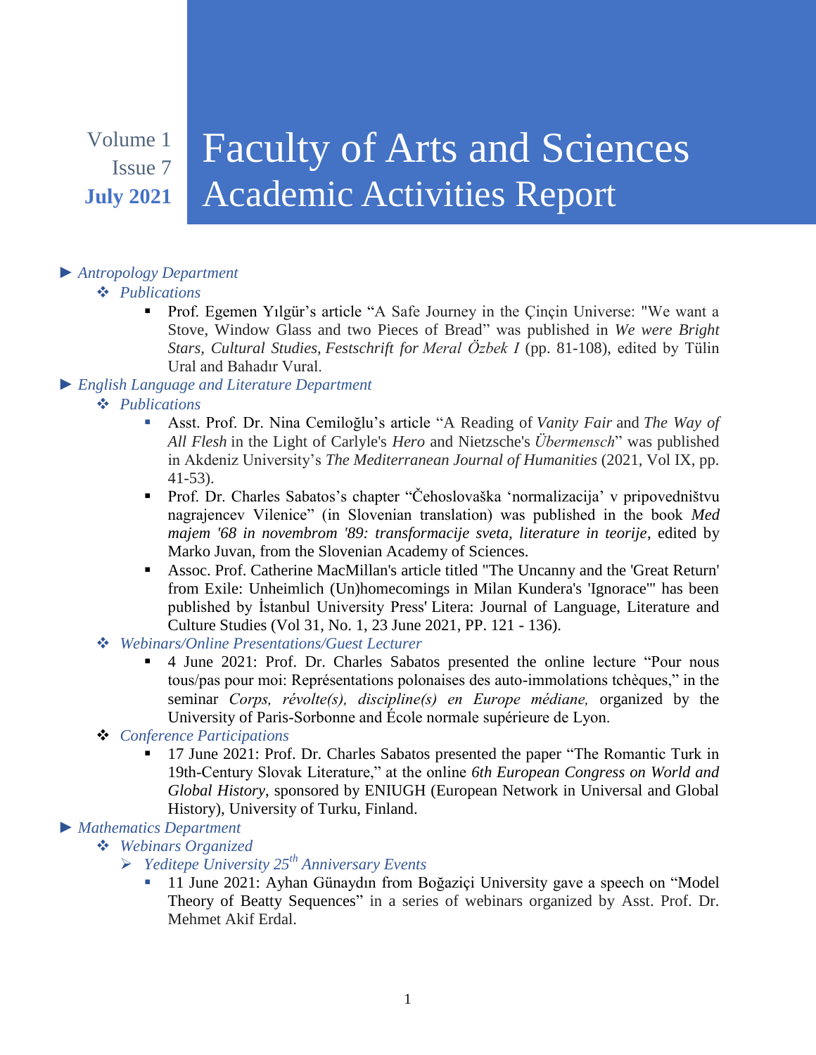Volume 1
Issue 7
**July 2021**

# Faculty of Arts and Sciences Academic Activities Report

- *Antropology Department*
  - *Publications*
    - Prof. Egemen Yılgür's article "A Safe Journey in the Çinçin Universe: "We want a Stove, Window Glass and two Pieces of Bread" was published in *We were Bright Stars, Cultural Studies, Festschrift for Meral Özbek I* (pp. 81-108), edited by Tülin Ural and Bahadır Vural.
- *English Language and Literature Department*
  - *Publications*
    - Asst. Prof. Dr. Nina Cemiloğlu's article "A Reading of *Vanity Fair* and *The Way of All Flesh* in the Light of Carlyle's *Hero* and Nietzsche's *Übermensch*" was published in Akdeniz University's *The Mediterranean Journal of Humanities* (2021, Vol IX, pp. 41-53).
    - Prof. Dr. Charles Sabatos's chapter "Čehoslovaška 'normalizacija' v pripovedništvu nagrajencev Vilenice" (in Slovenian translation) was published in the book *Med majem '68 in novembrom '89: transformacije sveta, literature in teorije*, edited by Marko Juvan, from the Slovenian Academy of Sciences.
    - Assoc. Prof. Catherine MacMillan's article titled "The Uncanny and the 'Great Return' from Exile: Unheimlich (Un)homecomings in Milan Kundera's 'Ignorace'" has been published by İstanbul University Press' Litera: Journal of Language, Literature and Culture Studies (Vol 31, No. 1, 23 June 2021, PP. 121 - 136).
  - *Webinars/Online Presentations/Guest Lecturer*
    - 4 June 2021: Prof. Dr. Charles Sabatos presented the online lecture "Pour nous tous/pas pour moi: Représentations polonaises des auto-immolations tchèques," in the seminar *Corps, révolte(s), discipline(s) en Europe médiane,* organized by the University of Paris-Sorbonne and École normale supérieure de Lyon.
  - *Conference Participations*
    - 17 June 2021: Prof. Dr. Charles Sabatos presented the paper "The Romantic Turk in 19th-Century Slovak Literature," at the online *6th European Congress on World and Global History*, sponsored by ENIUGH (European Network in Universal and Global History), University of Turku, Finland.
- *Mathematics Department*
  - *Webinars Organized*
    - *Yeditepe University 25th Anniversary Events*
      - 11 June 2021: Ayhan Günaydın from Boğaziçi University gave a speech on "Model Theory of Beatty Sequences" in a series of webinars organized by Asst. Prof. Dr. Mehmet Akif Erdal.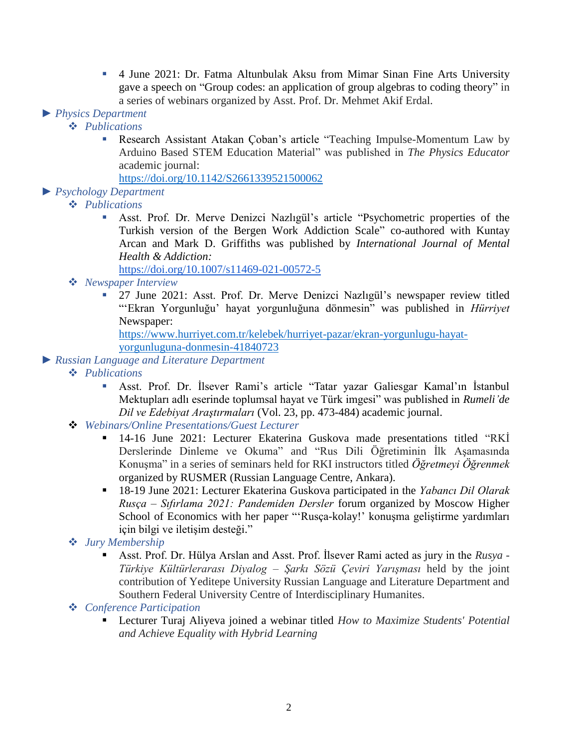- 4 June 2021: Dr. Fatma Altunbulak Aksu from Mimar Sinan Fine Arts University gave a speech on "Group codes: an application of group algebras to coding theory" in a series of webinars organized by Asst. Prof. Dr. Mehmet Akif Erdal.

► *Physics Department*

- *Publications*
    - Research Assistant Atakan Çoban's article "Teaching Impulse-Momentum Law by Arduino Based STEM Education Material" was published in *The Physics Educator* academic journal: https://doi.org/10.1142/S2661339521500062

► *Psychology Department*

- *Publications*
    - Asst. Prof. Dr. Merve Denizci Nazlıgül's article "Psychometric properties of the Turkish version of the Bergen Work Addiction Scale" co-authored with Kuntay Arcan and Mark D. Griffiths was published by *International Journal of Mental Health & Addiction:* https://doi.org/10.1007/s11469-021-00572-5
- *Newspaper Interview*
    - 27 June 2021: Asst. Prof. Dr. Merve Denizci Nazlıgül's newspaper review titled "'Ekran Yorgunluğu' hayat yorgunluğuna dönmesin" was published in *Hürriyet* Newspaper: https://www.hurriyet.com.tr/kelebek/hurriyet-pazar/ekran-yorgunlugu-hayat-yorgunluguna-donmesin-41840723

► *Russian Language and Literature Department*

- *Publications*
    - Asst. Prof. Dr. İlsever Rami's article "Tatar yazar Galiesgar Kamal'ın İstanbul Mektupları adlı eserinde toplumsal hayat ve Türk imgesi" was published in *Rumeli'de Dil ve Edebiyat Araştırmaları* (Vol. 23, pp. 473-484) academic journal.
- *Webinars/Online Presentations/Guest Lecturer*
    - 14-16 June 2021: Lecturer Ekaterina Guskova made presentations titled "RKİ Derslerinde Dinleme ve Okuma" and "Rus Dili Öğretiminin İlk Aşamasında Konuşma" in a series of seminars held for RKI instructors titled *Öğretmeyi Öğrenmek* organized by RUSMER (Russian Language Centre, Ankara).
    - 18-19 June 2021: Lecturer Ekaterina Guskova participated in the *Yabancı Dil Olarak Rusça – Sıfırlama 2021: Pandemiden Dersler* forum organized by Moscow Higher School of Economics with her paper "'Rusça-kolay!' konuşma geliştirme yardımları için bilgi ve iletişim desteği."
- *Jury Membership*
    - Asst. Prof. Dr. Hülya Arslan and Asst. Prof. İlsever Rami acted as jury in the *Rusya - Türkiye Kültürlerarası Diyalog – Şarkı Sözü Çeviri Yarışması* held by the joint contribution of Yeditepe University Russian Language and Literature Department and Southern Federal University Centre of Interdisciplinary Humanites.
- *Conference Participation*
    - Lecturer Turaj Aliyeva joined a webinar titled *How to Maximize Students' Potential and Achieve Equality with Hybrid Learning*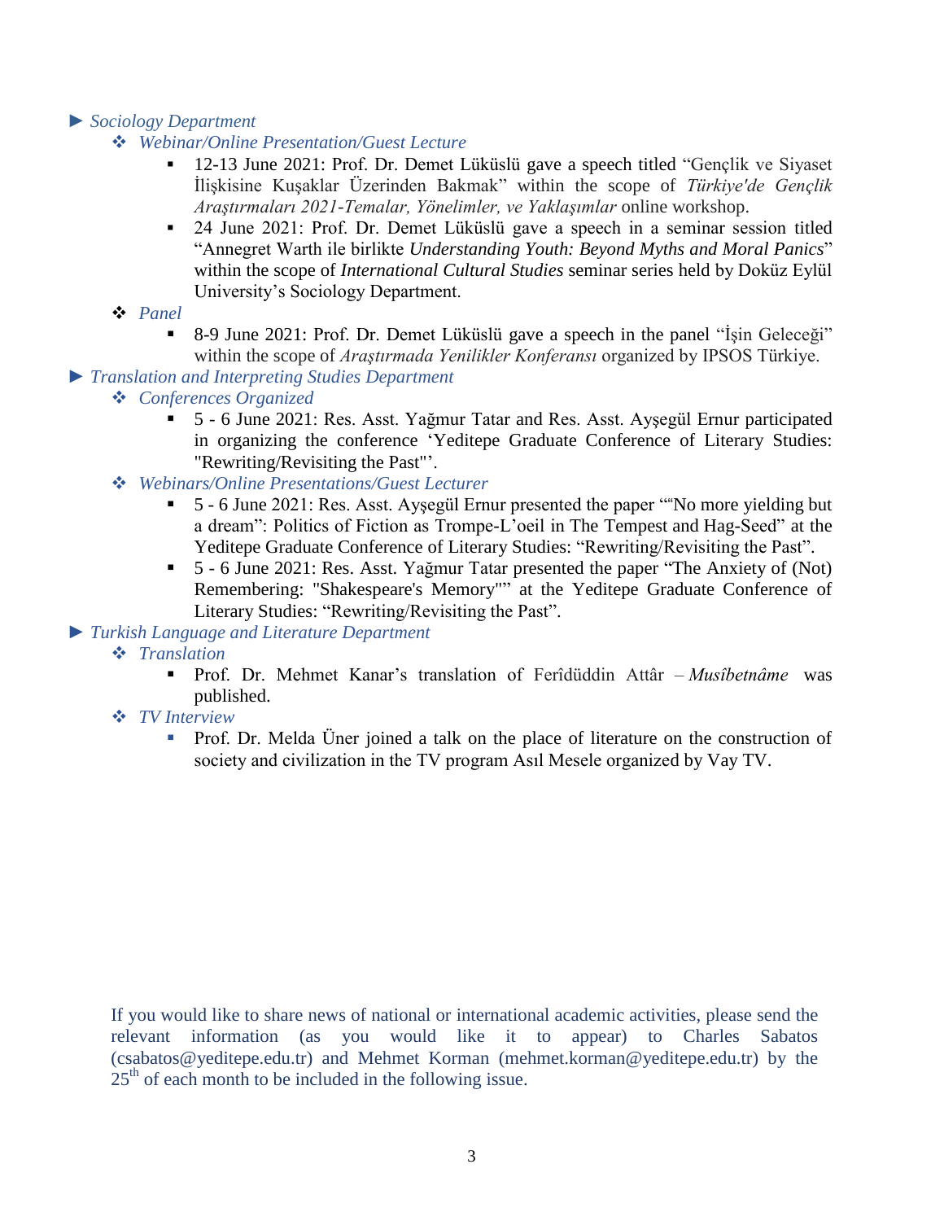► *Sociology Department*

- *Webinar/Online Presentation/Guest Lecture*
  - 12-13 June 2021: Prof. Dr. Demet Lüküslü gave a speech titled "Gençlik ve Siyaset İlişkisine Kuşaklar Üzerinden Bakmak" within the scope of *Türkiye'de Gençlik Araştırmaları 2021-Temalar, Yönelimler, ve Yaklaşımlar* online workshop.
  - 24 June 2021: Prof. Dr. Demet Lüküslü gave a speech in a seminar session titled "Annegret Warth ile birlikte *Understanding Youth: Beyond Myths and Moral Panics*" within the scope of *International Cultural Studies* seminar series held by Doküz Eylül University's Sociology Department.
- *Panel*
  - 8-9 June 2021: Prof. Dr. Demet Lüküslü gave a speech in the panel "İşin Geleceği" within the scope of *Araştırmada Yenilikler Konferansı* organized by IPSOS Türkiye.

► *Translation and Interpreting Studies Department*

- *Conferences Organized*
  - 5 - 6 June 2021: Res. Asst. Yağmur Tatar and Res. Asst. Ayşegül Ernur participated in organizing the conference 'Yeditepe Graduate Conference of Literary Studies: "Rewriting/Revisiting the Past"'.
- *Webinars/Online Presentations/Guest Lecturer*
  - 5 - 6 June 2021: Res. Asst. Ayşegül Ernur presented the paper ""No more yielding but a dream": Politics of Fiction as Trompe-L'oeil in The Tempest and Hag-Seed" at the Yeditepe Graduate Conference of Literary Studies: "Rewriting/Revisiting the Past".
  - 5 - 6 June 2021: Res. Asst. Yağmur Tatar presented the paper "The Anxiety of (Not) Remembering: "Shakespeare's Memory"" at the Yeditepe Graduate Conference of Literary Studies: "Rewriting/Revisiting the Past".

► *Turkish Language and Literature Department*

- *Translation*
  - Prof. Dr. Mehmet Kanar's translation of Ferîdüddin Attâr – *Musîbetnâme* was published.
- *TV Interview*
  - Prof. Dr. Melda Üner joined a talk on the place of literature on the construction of society and civilization in the TV program Asıl Mesele organized by Vay TV.

If you would like to share news of national or international academic activities, please send the relevant information (as you would like it to appear) to Charles Sabatos (csabatos@yeditepe.edu.tr) and Mehmet Korman (mehmet.korman@yeditepe.edu.tr) by the 25th of each month to be included in the following issue.